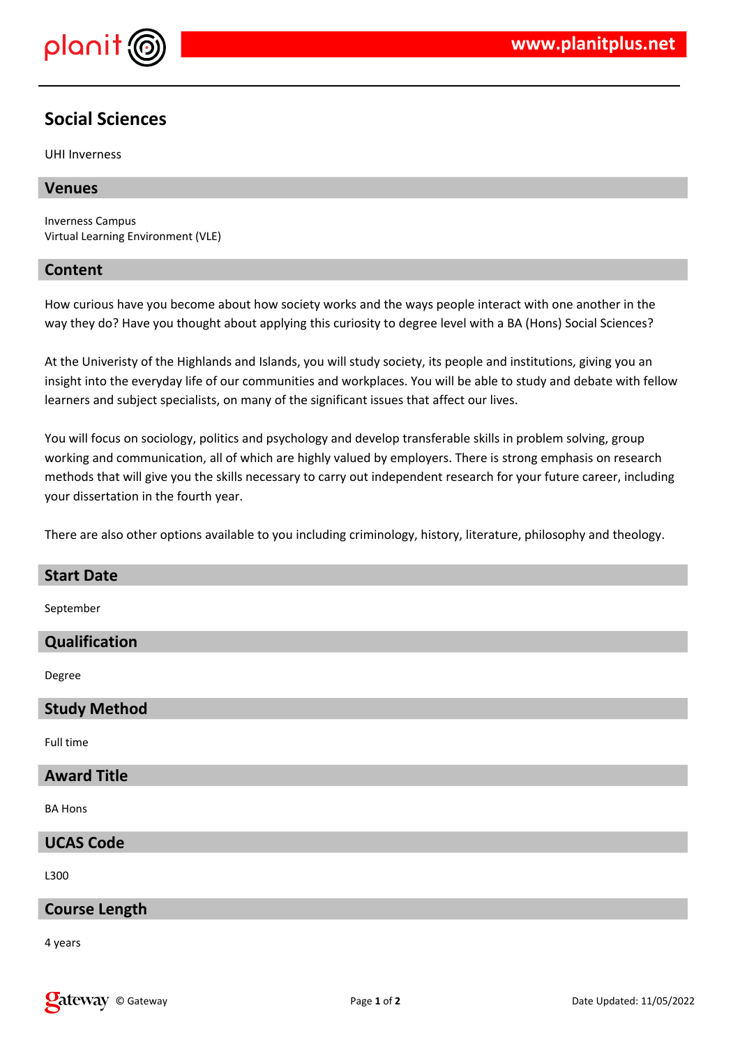# Social Sciences

UHI Inverness

## Venues

Inverness Campus
Virtual Learning Environment (VLE)

## Content

How curious have you become about how society works and the ways people interact with one another in the way they do? Have you thought about applying this curiosity to degree level with a BA (Hons) Social Sciences?

At the Univeristy of the Highlands and Islands, you will study society, its people and institutions, giving you an insight into the everyday life of our communities and workplaces. You will be able to study and debate with fellow learners and subject specialists, on many of the significant issues that affect our lives.

You will focus on sociology, politics and psychology and develop transferable skills in problem solving, group working and communication, all of which are highly valued by employers. There is strong emphasis on research methods that will give you the skills necessary to carry out independent research for your future career, including your dissertation in the fourth year.

There are also other options available to you including criminology, history, literature, philosophy and theology.

## Start Date

September

## Qualification

Degree

## Study Method

Full time

## Award Title

BA Hons

## UCAS Code

L300

## Course Length

4 years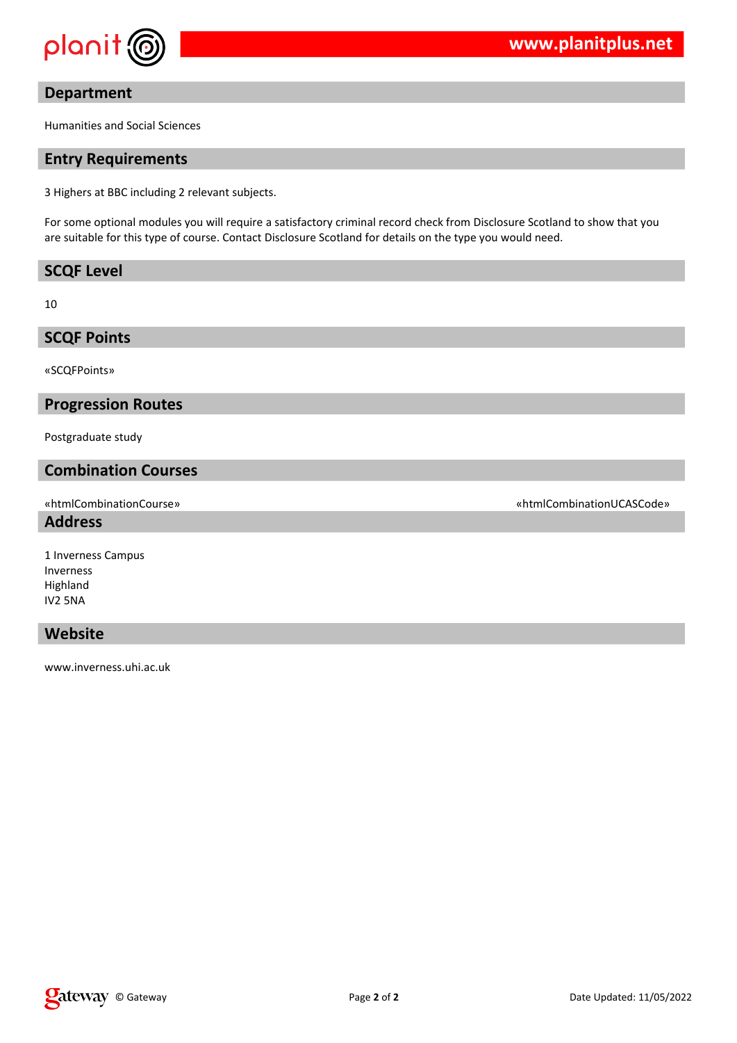## Department

Humanities and Social Sciences

## Entry Requirements

3 Highers at BBC including 2 relevant subjects.

For some optional modules you will require a satisfactory criminal record check from Disclosure Scotland to show that you are suitable for this type of course. Contact Disclosure Scotland for details on the type you would need.

## SCQF Level

10

## SCQF Points

«SCQFPoints»

## Progression Routes

Postgraduate study

## Combination Courses

«htmlCombinationCourse» «htmlCombinationUCASCode»

## Address

1 Inverness Campus
Inverness
Highland
IV2 5NA

## Website

www.inverness.uhi.ac.uk